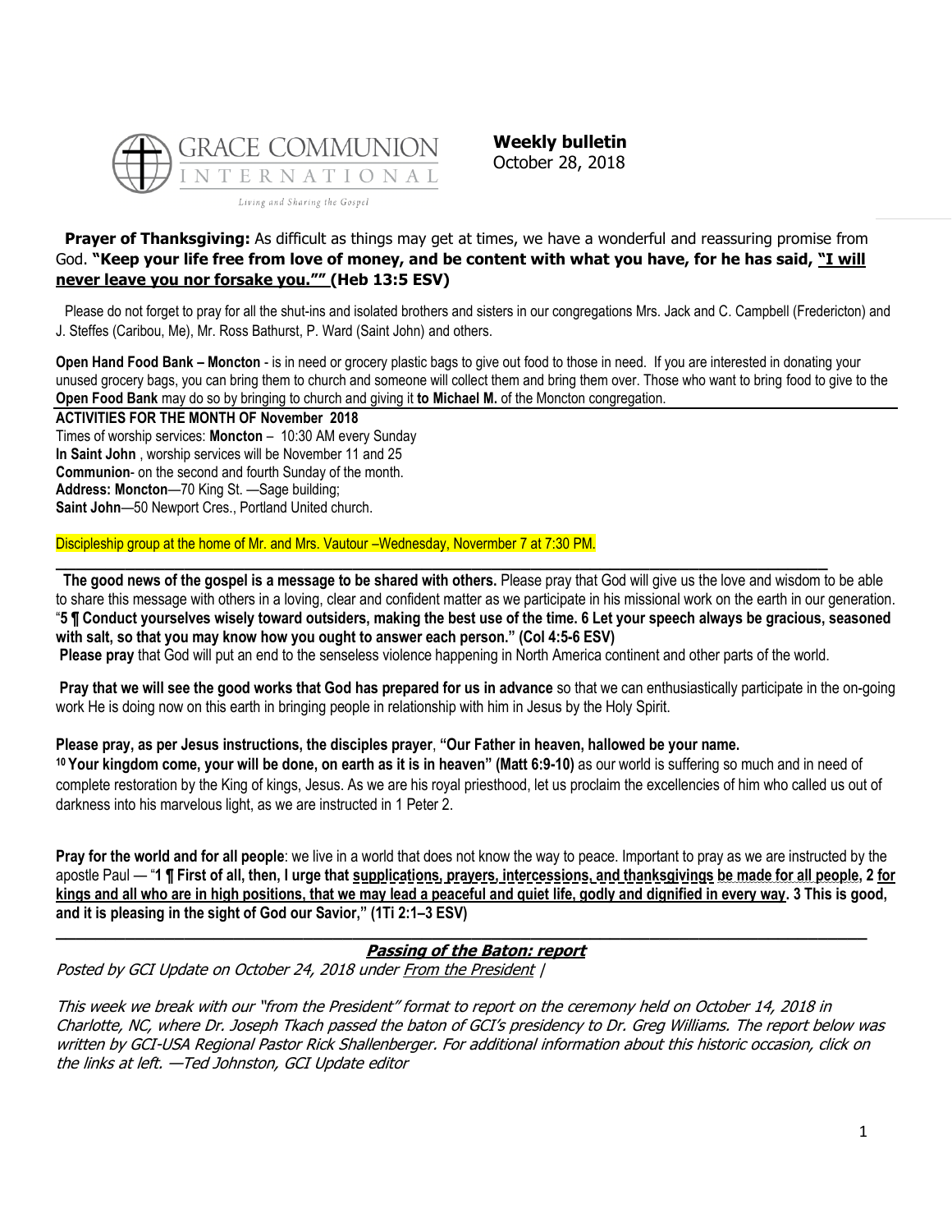GRACE COMMUNION INTERNATIONAL

*Living and Sharing the Gospel*

**Weekly bulletin**
October 28, 2018

**Prayer of Thanksgiving:** As difficult as things may get at times, we have a wonderful and reassuring promise from God. **"Keep your life free from love of money, and be content with what you have, for he has said, "I will never leave you nor forsake you."" (Heb 13:5 ESV)**

Please do not forget to pray for all the shut-ins and isolated brothers and sisters in our congregations Mrs. Jack and C. Campbell (Fredericton) and J. Steffes (Caribou, Me), Mr. Ross Bathurst, P. Ward (Saint John) and others.

**Open Hand Food Bank – Moncton** - is in need or grocery plastic bags to give out food to those in need. If you are interested in donating your unused grocery bags, you can bring them to church and someone will collect them and bring them over. Those who want to bring food to give to the **Open Food Bank** may do so by bringing to church and giving it **to Michael M.** of the Moncton congregation.

**ACTIVITIES FOR THE MONTH OF November 2018**

Times of worship services: **Moncton** – 10:30 AM every Sunday
**In Saint John** , worship services will be November 11 and 25
**Communion**- on the second and fourth Sunday of the month.
**Address: Moncton**—70 King St. —Sage building;
**Saint John**—50 Newport Cres., Portland United church.

Discipleship group at the home of Mr. and Mrs. Vautour –Wednesday, Novermber 7 at 7:30 PM.

---

**The good news of the gospel is a message to be shared with others.** Please pray that God will give us the love and wisdom to be able to share this message with others in a loving, clear and confident matter as we participate in his missional work on the earth in our generation. "**5 ¶ Conduct yourselves wisely toward outsiders, making the best use of the time. 6 Let your speech always be gracious, seasoned with salt, so that you may know how you ought to answer each person." (Col 4:5-6 ESV)**

**Please pray** that God will put an end to the senseless violence happening in North America continent and other parts of the world.

**Pray that we will see the good works that God has prepared for us in advance** so that we can enthusiastically participate in the on-going work He is doing now on this earth in bringing people in relationship with him in Jesus by the Holy Spirit.

**Please pray, as per Jesus instructions, the disciples prayer**, **"Our Father in heaven, hallowed be your name.**
**10 Your kingdom come, your will be done, on earth as it is in heaven" (Matt 6:9-10)** as our world is suffering so much and in need of complete restoration by the King of kings, Jesus. As we are his royal priesthood, let us proclaim the excellencies of him who called us out of darkness into his marvelous light, as we are instructed in 1 Peter 2.

**Pray for the world and for all people**: we live in a world that does not know the way to peace. Important to pray as we are instructed by the apostle Paul — "**1 ¶ First of all, then, I urge that supplications, prayers, intercessions, and thanksgivings be made for all people, 2 for kings and all who are in high positions, that we may lead a peaceful and quiet life, godly and dignified in every way. 3 This is good, and it is pleasing in the sight of God our Savior," (1Ti 2:1–3 ESV)**

---

## *Passing of the Baton: report*

*Posted by GCI Update on October 24, 2018 under From the President |*

*This week we break with our "from the President" format to report on the ceremony held on October 14, 2018 in Charlotte, NC, where Dr. Joseph Tkach passed the baton of GCI's presidency to Dr. Greg Williams. The report below was written by GCI-USA Regional Pastor Rick Shallenberger. For additional information about this historic occasion, click on the links at left. —Ted Johnston, GCI Update editor*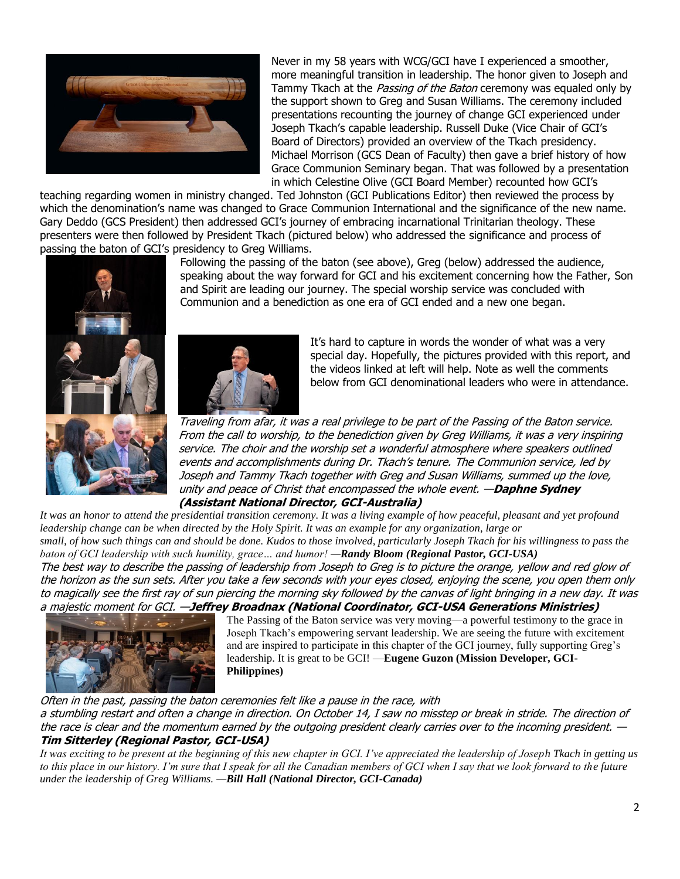Never in my 58 years with WCG/GCI have I experienced a smoother, more meaningful transition in leadership. The honor given to Joseph and Tammy Tkach at the *Passing of the Baton* ceremony was equaled only by the support shown to Greg and Susan Williams. The ceremony included presentations recounting the journey of change GCI experienced under Joseph Tkach's capable leadership. Russell Duke (Vice Chair of GCI's Board of Directors) provided an overview of the Tkach presidency. Michael Morrison (GCS Dean of Faculty) then gave a brief history of how Grace Communion Seminary began. That was followed by a presentation in which Celestine Olive (GCI Board Member) recounted how GCI's teaching regarding women in ministry changed. Ted Johnston (GCI Publications Editor) then reviewed the process by which the denomination's name was changed to Grace Communion International and the significance of the new name. Gary Deddo (GCS President) then addressed GCI's journey of embracing incarnational Trinitarian theology. These presenters were then followed by President Tkach (pictured below) who addressed the significance and process of passing the baton of GCI's presidency to Greg Williams.

Following the passing of the baton (see above), Greg (below) addressed the audience, speaking about the way forward for GCI and his excitement concerning how the Father, Son and Spirit are leading our journey. The special worship service was concluded with Communion and a benediction as one era of GCI ended and a new one began.

It's hard to capture in words the wonder of what was a very special day. Hopefully, the pictures provided with this report, and the videos linked at left will help. Note as well the comments below from GCI denominational leaders who were in attendance.

*Traveling from afar, it was a real privilege to be part of the Passing of the Baton service. From the call to worship, to the benediction given by Greg Williams, it was a very inspiring service. The choir and the worship set a wonderful atmosphere where speakers outlined events and accomplishments during Dr. Tkach's tenure. The Communion service, led by Joseph and Tammy Tkach together with Greg and Susan Williams, summed up the love, unity and peace of Christ that encompassed the whole event.* —***Daphne Sydney (Assistant National Director, GCI-Australia)***

*It was an honor to attend the presidential transition ceremony. It was a living example of how peaceful, pleasant and yet profound leadership change can be when directed by the Holy Spirit. It was an example for any organization, large or small, of how such things can and should be done. Kudos to those involved, particularly Joseph Tkach for his willingness to pass the baton of GCI leadership with such humility, grace… and humor!* —***Randy Bloom (Regional Pastor, GCI-USA)***

*The best way to describe the passing of leadership from Joseph to Greg is to picture the orange, yellow and red glow of the horizon as the sun sets. After you take a few seconds with your eyes closed, enjoying the scene, you open them only to magically see the first ray of sun piercing the morning sky followed by the canvas of light bringing in a new day. It was a majestic moment for GCI.* —***Jeffrey Broadnax (National Coordinator, GCI-USA Generations Ministries)***

The Passing of the Baton service was very moving—a powerful testimony to the grace in Joseph Tkach's empowering servant leadership. We are seeing the future with excitement and are inspired to participate in this chapter of the GCI journey, fully supporting Greg's leadership. It is great to be GCI! —**Eugene Guzon (Mission Developer, GCI-Philippines)**

*Often in the past, passing the baton ceremonies felt like a pause in the race, with a stumbling restart and often a change in direction. On October 14, I saw no misstep or break in stride. The direction of the race is clear and the momentum earned by the outgoing president clearly carries over to the incoming president.* —***Tim Sitterley (Regional Pastor, GCI-USA)***

*It was exciting to be present at the beginning of this new chapter in GCI. I've appreciated the leadership of Joseph Tkach in getting us to this place in our history. I'm sure that I speak for all the Canadian members of GCI when I say that we look forward to the future under the leadership of Greg Williams.* —***Bill Hall (National Director, GCI-Canada)***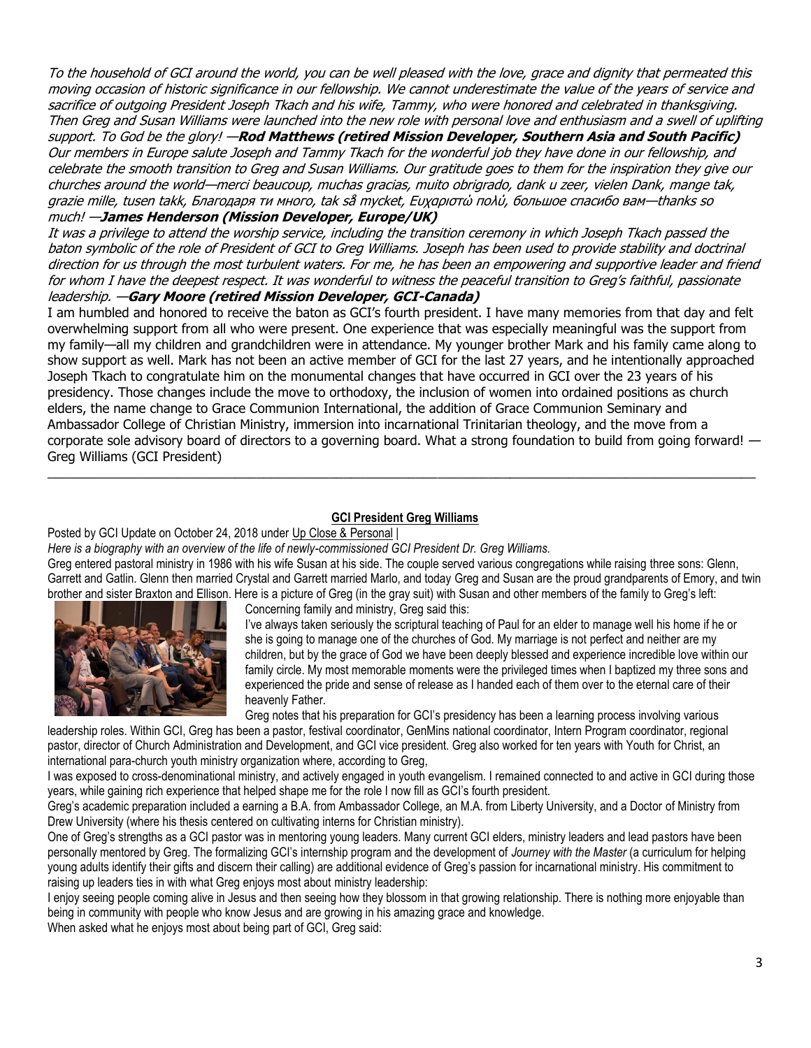*To the household of GCI around the world, you can be well pleased with the love, grace and dignity that permeated this moving occasion of historic significance in our fellowship. We cannot underestimate the value of the years of service and sacrifice of outgoing President Joseph Tkach and his wife, Tammy, who were honored and celebrated in thanksgiving. Then Greg and Susan Williams were launched into the new role with personal love and enthusiasm and a swell of uplifting support. To God be the glory! —**Rod Matthews (retired Mission Developer, Southern Asia and South Pacific)***

*Our members in Europe salute Joseph and Tammy Tkach for the wonderful job they have done in our fellowship, and celebrate the smooth transition to Greg and Susan Williams. Our gratitude goes to them for the inspiration they give our churches around the world—merci beaucoup, muchas gracias, muito obrigrado, dank u zeer, vielen Dank, mange tak, grazie mille, tusen takk, Благодаря ти много, tak så mycket, Ευχαριστώ πολύ, большое спасибо вам—thanks so much! —**James Henderson (Mission Developer, Europe/UK)***

*It was a privilege to attend the worship service, including the transition ceremony in which Joseph Tkach passed the baton symbolic of the role of President of GCI to Greg Williams. Joseph has been used to provide stability and doctrinal direction for us through the most turbulent waters. For me, he has been an empowering and supportive leader and friend for whom I have the deepest respect. It was wonderful to witness the peaceful transition to Greg's faithful, passionate leadership. —**Gary Moore (retired Mission Developer, GCI-Canada)***

I am humbled and honored to receive the baton as GCI's fourth president. I have many memories from that day and felt overwhelming support from all who were present. One experience that was especially meaningful was the support from my family—all my children and grandchildren were in attendance. My younger brother Mark and his family came along to show support as well. Mark has not been an active member of GCI for the last 27 years, and he intentionally approached Joseph Tkach to congratulate him on the monumental changes that have occurred in GCI over the 23 years of his presidency. Those changes include the move to orthodoxy, the inclusion of women into ordained positions as church elders, the name change to Grace Communion International, the addition of Grace Communion Seminary and Ambassador College of Christian Ministry, immersion into incarnational Trinitarian theology, and the move from a corporate sole advisory board of directors to a governing board. What a strong foundation to build from going forward! —Greg Williams (GCI President)

---

## GCI President Greg Williams

Posted by GCI Update on October 24, 2018 under Up Close & Personal |

*Here is a biography with an overview of the life of newly-commissioned GCI President Dr. Greg Williams.*

Greg entered pastoral ministry in 1986 with his wife Susan at his side. The couple served various congregations while raising three sons: Glenn, Garrett and Gatlin. Glenn then married Crystal and Garrett married Marlo, and today Greg and Susan are the proud grandparents of Emory, and twin brother and sister Braxton and Ellison. Here is a picture of Greg (in the gray suit) with Susan and other members of the family to Greg's left:

Concerning family and ministry, Greg said this:

I've always taken seriously the scriptural teaching of Paul for an elder to manage well his home if he or she is going to manage one of the churches of God. My marriage is not perfect and neither are my children, but by the grace of God we have been deeply blessed and experience incredible love within our family circle. My most memorable moments were the privileged times when I baptized my three sons and experienced the pride and sense of release as I handed each of them over to the eternal care of their heavenly Father.

Greg notes that his preparation for GCI's presidency has been a learning process involving various leadership roles. Within GCI, Greg has been a pastor, festival coordinator, GenMins national coordinator, Intern Program coordinator, regional pastor, director of Church Administration and Development, and GCI vice president. Greg also worked for ten years with Youth for Christ, an international para-church youth ministry organization where, according to Greg,

I was exposed to cross-denominational ministry, and actively engaged in youth evangelism. I remained connected to and active in GCI during those years, while gaining rich experience that helped shape me for the role I now fill as GCI's fourth president.

Greg's academic preparation included a earning a B.A. from Ambassador College, an M.A. from Liberty University, and a Doctor of Ministry from Drew University (where his thesis centered on cultivating interns for Christian ministry).

One of Greg's strengths as a GCI pastor was in mentoring young leaders. Many current GCI elders, ministry leaders and lead pastors have been personally mentored by Greg. The formalizing GCI's internship program and the development of *Journey with the Master* (a curriculum for helping young adults identify their gifts and discern their calling) are additional evidence of Greg's passion for incarnational ministry. His commitment to raising up leaders ties in with what Greg enjoys most about ministry leadership:

I enjoy seeing people coming alive in Jesus and then seeing how they blossom in that growing relationship. There is nothing more enjoyable than being in community with people who know Jesus and are growing in his amazing grace and knowledge.

When asked what he enjoys most about being part of GCI, Greg said: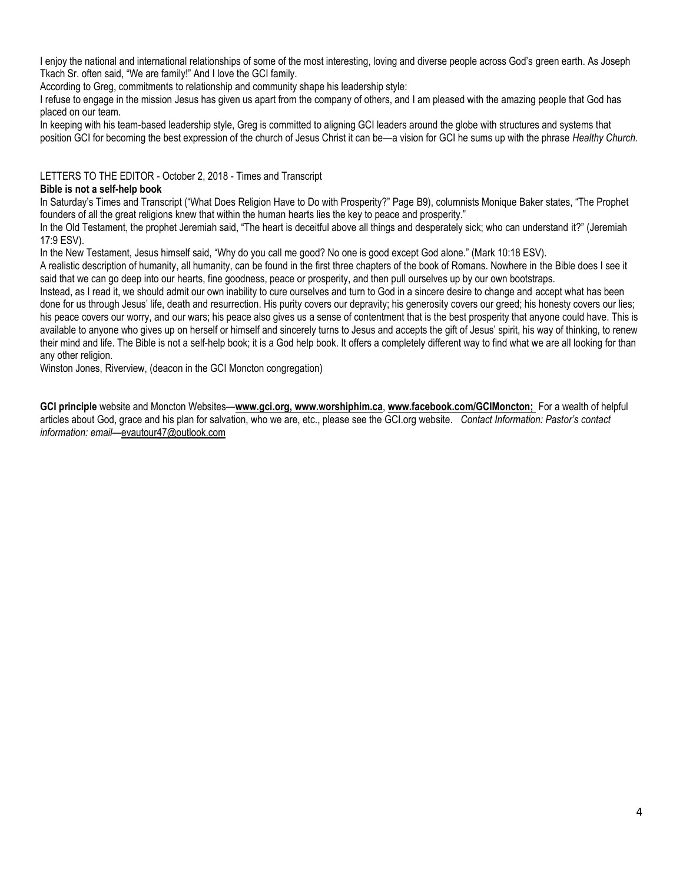I enjoy the national and international relationships of some of the most interesting, loving and diverse people across God's green earth. As Joseph Tkach Sr. often said, "We are family!" And I love the GCI family.

According to Greg, commitments to relationship and community shape his leadership style:

I refuse to engage in the mission Jesus has given us apart from the company of others, and I am pleased with the amazing people that God has placed on our team.

In keeping with his team-based leadership style, Greg is committed to aligning GCI leaders around the globe with structures and systems that position GCI for becoming the best expression of the church of Jesus Christ it can be—a vision for GCI he sums up with the phrase *Healthy Church.*

LETTERS TO THE EDITOR - October 2, 2018 - Times and Transcript

**Bible is not a self-help book**

In Saturday's Times and Transcript ("What Does Religion Have to Do with Prosperity?" Page B9), columnists Monique Baker states, "The Prophet founders of all the great religions knew that within the human hearts lies the key to peace and prosperity."

In the Old Testament, the prophet Jeremiah said, "The heart is deceitful above all things and desperately sick; who can understand it?" (Jeremiah 17:9 ESV).

In the New Testament, Jesus himself said, "Why do you call me good? No one is good except God alone." (Mark 10:18 ESV).

A realistic description of humanity, all humanity, can be found in the first three chapters of the book of Romans. Nowhere in the Bible does I see it said that we can go deep into our hearts, fine goodness, peace or prosperity, and then pull ourselves up by our own bootstraps.

Instead, as I read it, we should admit our own inability to cure ourselves and turn to God in a sincere desire to change and accept what has been done for us through Jesus' life, death and resurrection. His purity covers our depravity; his generosity covers our greed; his honesty covers our lies; his peace covers our worry, and our wars; his peace also gives us a sense of contentment that is the best prosperity that anyone could have. This is available to anyone who gives up on herself or himself and sincerely turns to Jesus and accepts the gift of Jesus' spirit, his way of thinking, to renew their mind and life. The Bible is not a self-help book; it is a God help book. It offers a completely different way to find what we are all looking for than any other religion.

Winston Jones, Riverview, (deacon in the GCI Moncton congregation)

**GCI principle** website and Moncton Websites—**www.gci.org, www.worshiphim.ca**, **www.facebook.com/GCIMoncton;** For a wealth of helpful articles about God, grace and his plan for salvation, who we are, etc., please see the GCI.org website. *Contact Information: Pastor's contact information: email*—evautour47@outlook.com